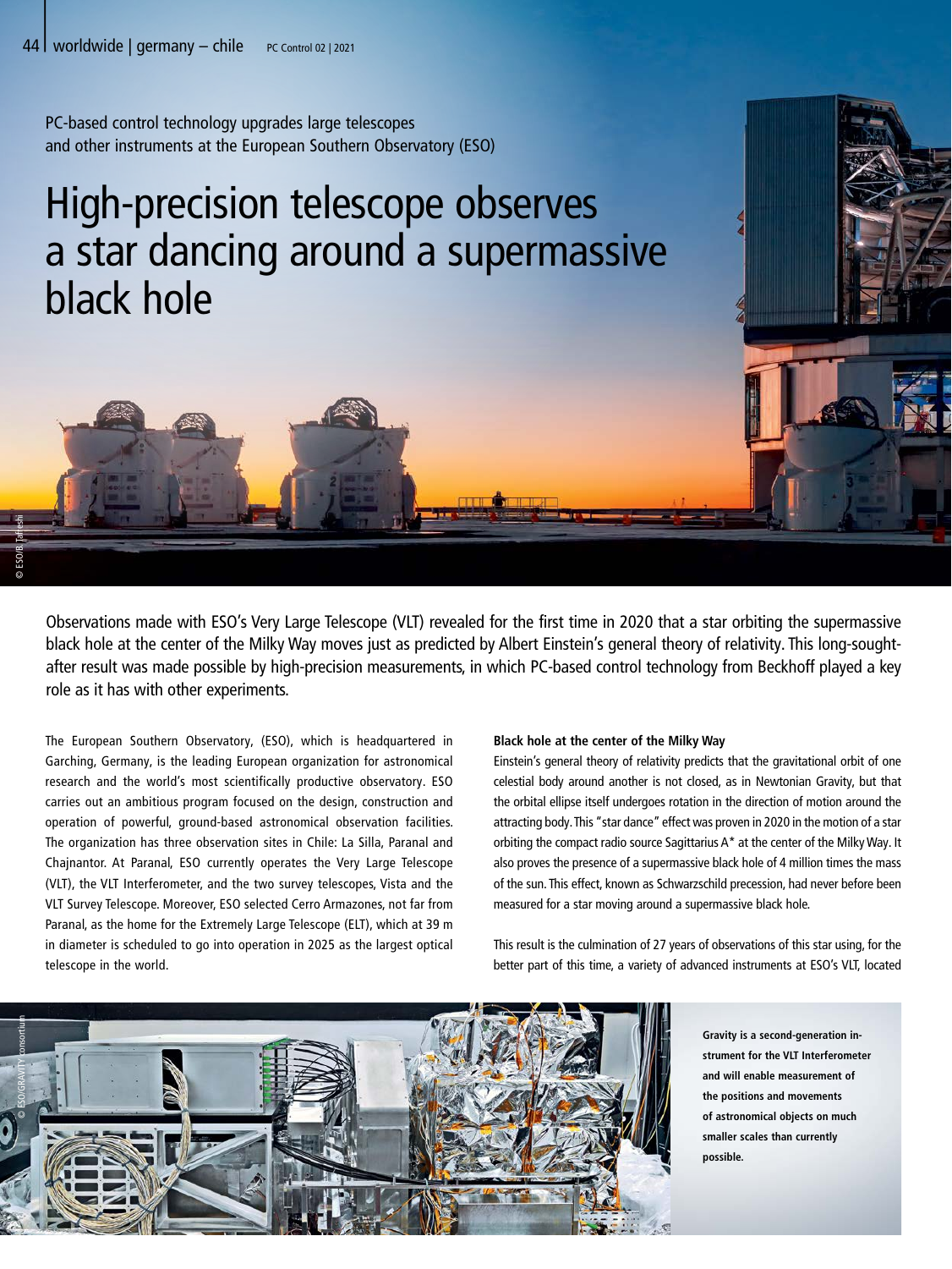PC-based control technology upgrades large telescopes and other instruments at the European Southern Observatory (ESO)

# High-precision telescope observes a star dancing around a supermassive black hole

Observations made with ESO's Very Large Telescope (VLT) revealed for the first time in 2020 that a star orbiting the supermassive black hole at the center of the Milky Way moves just as predicted by Albert Einstein's general theory of relativity. This long-sought-after result was made possible by high-precision measurements, in which PC-based control technology from Beckhoff played a key role as it has with other experiments.

The European Southern Observatory, (ESO), which is headquartered in Garching, Germany, is the leading European organization for astronomical research and the world's most scientifically productive observatory. ESO carries out an ambitious program focused on the design, construction and operation of powerful, ground-based astronomical observation facilities. The organization has three observation sites in Chile: La Silla, Paranal and Chajnantor. At Paranal, ESO currently operates the Very Large Telescope (VLT), the VLT Interferometer, and the two survey telescopes, Vista and the VLT Survey Telescope. Moreover, ESO selected Cerro Armazones, not far from Paranal, as the home for the Extremely Large Telescope (ELT), which at 39 m in diameter is scheduled to go into operation in 2025 as the largest optical telescope in the world.

**Black hole at the center of the Milky Way**

Einstein's general theory of relativity predicts that the gravitational orbit of one celestial body around another is not closed, as in Newtonian Gravity, but that the orbital ellipse itself undergoes rotation in the direction of motion around the attracting body. This "star dance" effect was proven in 2020 in the motion of a star orbiting the compact radio source Sagittarius A* at the center of the Milky Way. It also proves the presence of a supermassive black hole of 4 million times the mass of the sun. This effect, known as Schwarzschild precession, had never before been measured for a star moving around a supermassive black hole.

This result is the culmination of 27 years of observations of this star using, for the better part of this time, a variety of advanced instruments at ESO's VLT, located

**Gravity is a second-generation instrument for the VLT Interferometer and will enable measurement of the positions and movements of astronomical objects on much smaller scales than currently possible.**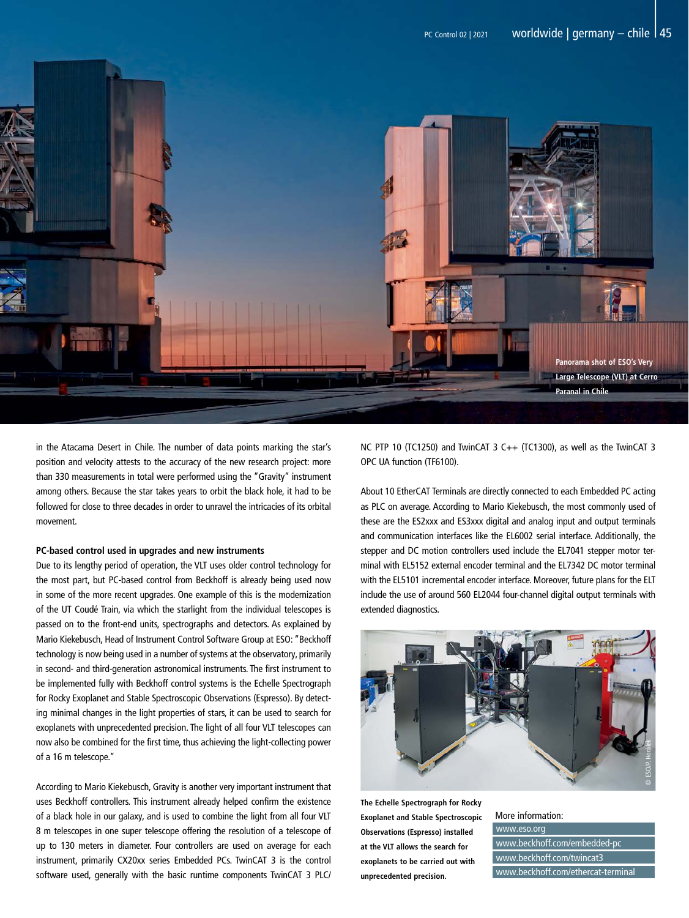Panorama shot of ESO's Very Large Telescope (VLT) at Cerro Paranal in Chile

in the Atacama Desert in Chile. The number of data points marking the star's position and velocity attests to the accuracy of the new research project: more than 330 measurements in total were performed using the "Gravity" instrument among others. Because the star takes years to orbit the black hole, it had to be followed for close to three decades in order to unravel the intricacies of its orbital movement.

### PC-based control used in upgrades and new instruments

Due to its lengthy period of operation, the VLT uses older control technology for the most part, but PC-based control from Beckhoff is already being used now in some of the more recent upgrades. One example of this is the modernization of the UT Coudé Train, via which the starlight from the individual telescopes is passed on to the front-end units, spectrographs and detectors. As explained by Mario Kiekebusch, Head of Instrument Control Software Group at ESO: "Beckhoff technology is now being used in a number of systems at the observatory, primarily in second- and third-generation astronomical instruments. The first instrument to be implemented fully with Beckhoff control systems is the Echelle Spectrograph for Rocky Exoplanet and Stable Spectroscopic Observations (Espresso). By detecting minimal changes in the light properties of stars, it can be used to search for exoplanets with unprecedented precision. The light of all four VLT telescopes can now also be combined for the first time, thus achieving the light-collecting power of a 16 m telescope."

According to Mario Kiekebusch, Gravity is another very important instrument that uses Beckhoff controllers. This instrument already helped confirm the existence of a black hole in our galaxy, and is used to combine the light from all four VLT 8 m telescopes in one super telescope offering the resolution of a telescope of up to 130 meters in diameter. Four controllers are used on average for each instrument, primarily CX20xx series Embedded PCs. TwinCAT 3 is the control software used, generally with the basic runtime components TwinCAT 3 PLC/NC PTP 10 (TC1250) and TwinCAT 3 C++ (TC1300), as well as the TwinCAT 3 OPC UA function (TF6100).

About 10 EtherCAT Terminals are directly connected to each Embedded PC acting as PLC on average. According to Mario Kiekebusch, the most commonly used of these are the ES2xxx and ES3xxx digital and analog input and output terminals and communication interfaces like the EL6002 serial interface. Additionally, the stepper and DC motion controllers used include the EL7041 stepper motor terminal with EL5152 external encoder terminal and the EL7342 DC motor terminal with the EL5101 incremental encoder interface. Moreover, future plans for the ELT include the use of around 560 EL2044 four-channel digital output terminals with extended diagnostics.

© ESO/P. Horálek

**The Echelle Spectrograph for Rocky Exoplanet and Stable Spectroscopic Observations (Espresso) installed at the VLT allows the search for exoplanets to be carried out with unprecedented precision.**

More information:
www.eso.org
www.beckhoff.com/embedded-pc
www.beckhoff.com/twincat3
www.beckhoff.com/ethercat-terminal